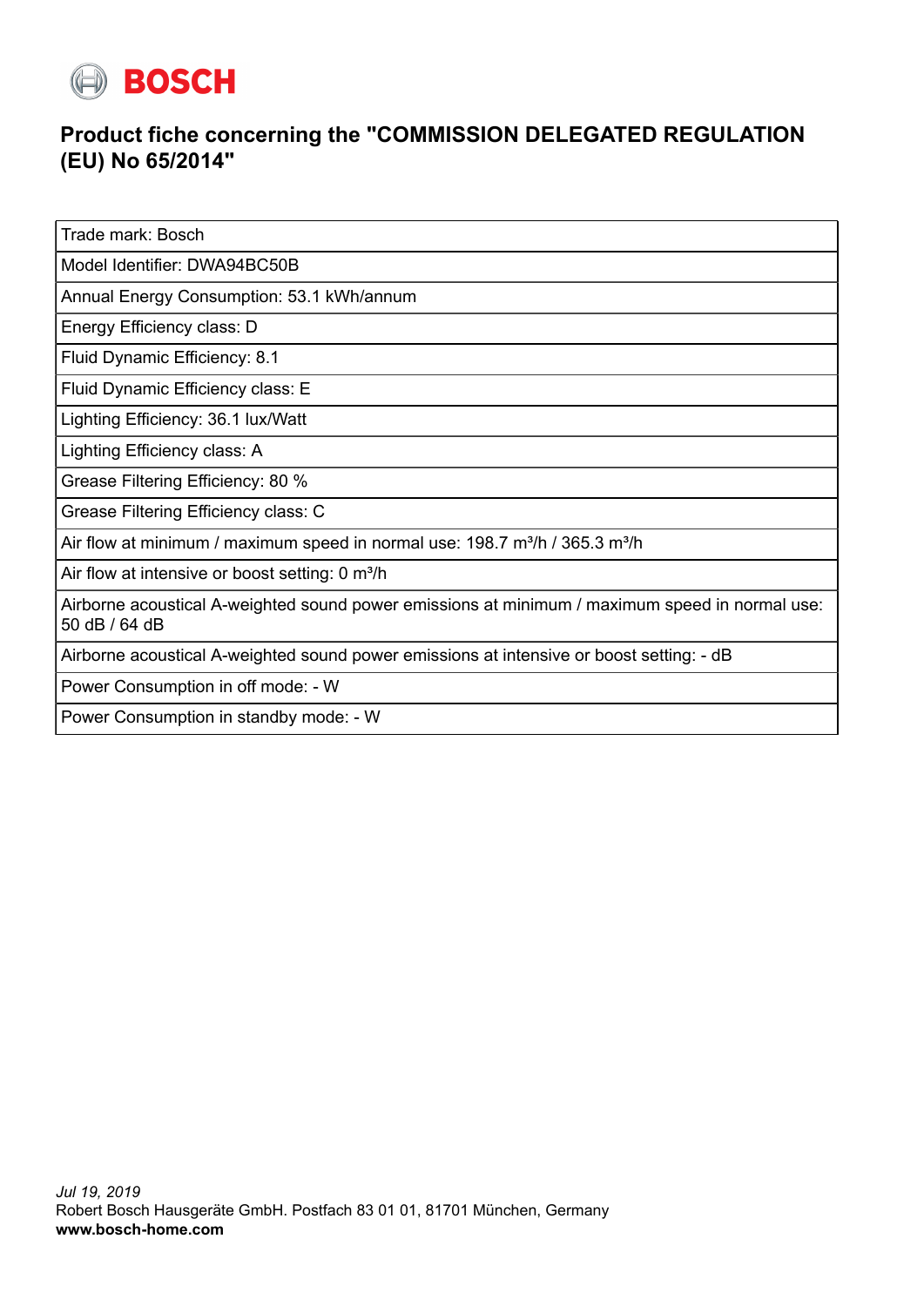**BOSCH**

# Product fiche concerning the "COMMISSION DELEGATED REGULATION (EU) No 65/2014"

| Trade mark: Bosch |
|---|
| Model Identifier: DWA94BC50B |
| Annual Energy Consumption: 53.1 kWh/annum |
| Energy Efficiency class: D |
| Fluid Dynamic Efficiency: 8.1 |
| Fluid Dynamic Efficiency class: E |
| Lighting Efficiency: 36.1 lux/Watt |
| Lighting Efficiency class: A |
| Grease Filtering Efficiency: 80 % |
| Grease Filtering Efficiency class: C |
| Air flow at minimum / maximum speed in normal use: 198.7 m³/h / 365.3 m³/h |
| Air flow at intensive or boost setting: 0 m³/h |
| Airborne acoustical A-weighted sound power emissions at minimum / maximum speed in normal use: 50 dB / 64 dB |
| Airborne acoustical A-weighted sound power emissions at intensive or boost setting: - dB |
| Power Consumption in off mode: - W |
| Power Consumption in standby mode: - W |

*Jul 19, 2019*
Robert Bosch Hausgeräte GmbH. Postfach 83 01 01, 81701 München, Germany
**www.bosch-home.com**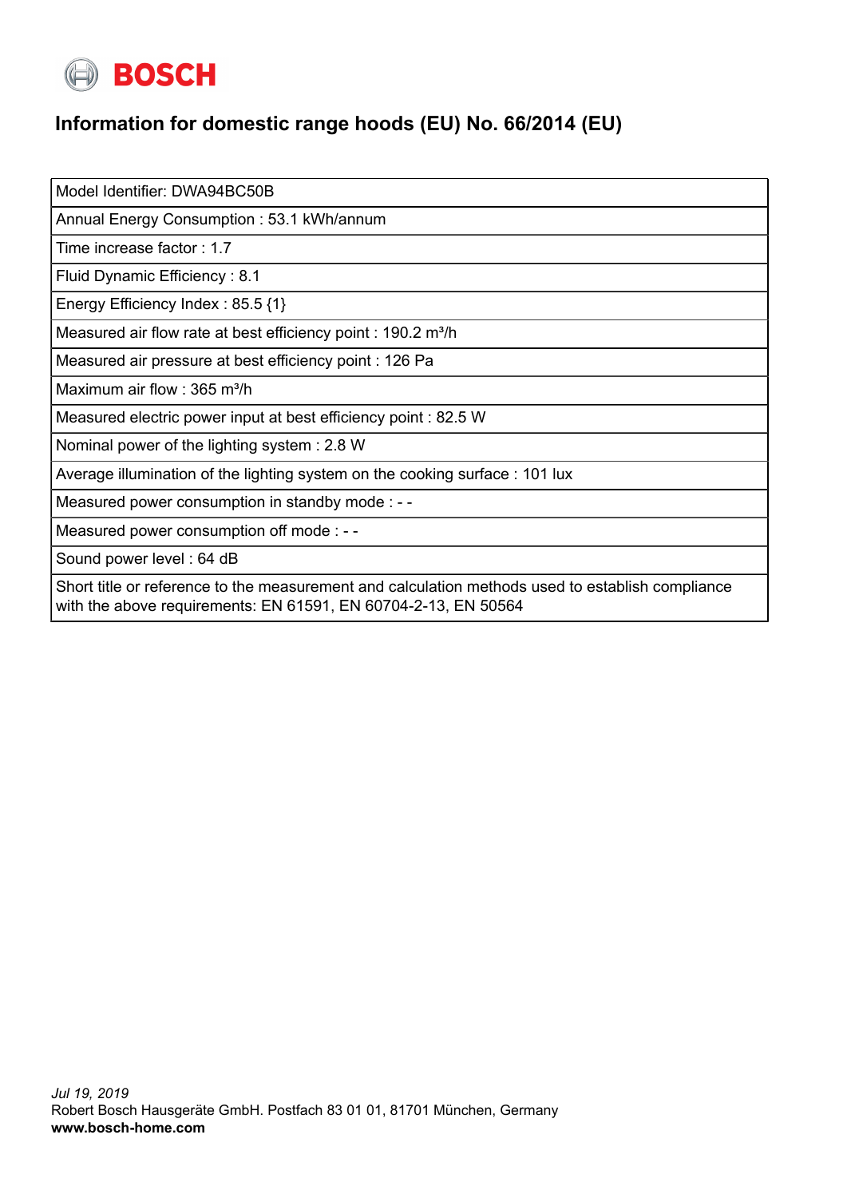BOSCH

# Information for domestic range hoods (EU) No. 66/2014 (EU)

| |
|---|
| Model Identifier: DWA94BC50B |
| Annual Energy Consumption : 53.1 kWh/annum |
| Time increase factor : 1.7 |
| Fluid Dynamic Efficiency : 8.1 |
| Energy Efficiency Index : 85.5 {1} |
| Measured air flow rate at best efficiency point : 190.2 m³/h |
| Measured air pressure at best efficiency point : 126 Pa |
| Maximum air flow : 365 m³/h |
| Measured electric power input at best efficiency point : 82.5 W |
| Nominal power of the lighting system : 2.8 W |
| Average illumination of the lighting system on the cooking surface : 101 lux |
| Measured power consumption in standby mode : - - |
| Measured power consumption off mode : - - |
| Sound power level : 64 dB |
| Short title or reference to the measurement and calculation methods used to establish compliance with the above requirements: EN 61591, EN 60704-2-13, EN 50564 |

*Jul 19, 2019*
Robert Bosch Hausgeräte GmbH. Postfach 83 01 01, 81701 München, Germany
**www.bosch-home.com**